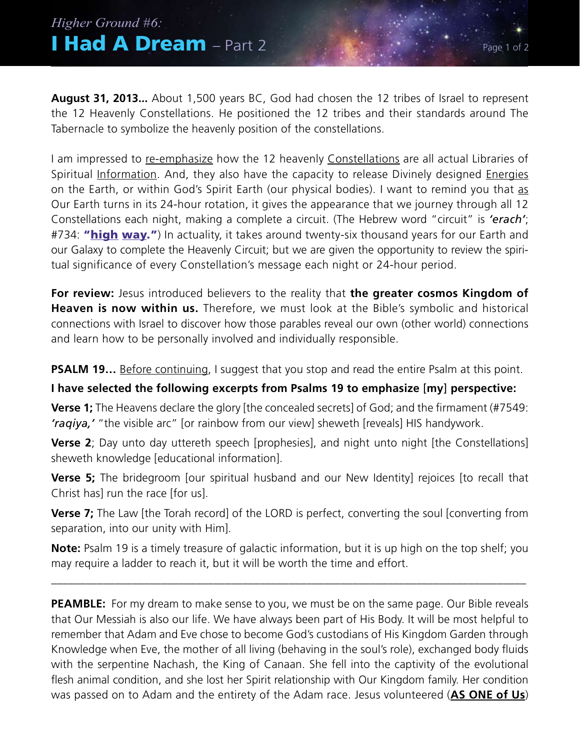*Higher Ground #6:*

# I Had A Dream – Part 2

**August 31, 2013...** About 1,500 years BC, God had chosen the 12 tribes of Israel to represent the 12 Heavenly Constellations. He positioned the 12 tribes and their standards around The Tabernacle to symbolize the heavenly position of the constellations.

I am impressed to re-emphasize how the 12 heavenly Constellations are all actual Libraries of Spiritual Information. And, they also have the capacity to release Divinely designed Energies on the Earth, or within God's Spirit Earth (our physical bodies). I want to remind you that as Our Earth turns in its 24-hour rotation, it gives the appearance that we journey through all 12 Constellations each night, making a complete a circuit. (The Hebrew word "circuit" is ***'erach'***; #734: **"high way."**) In actuality, it takes around twenty-six thousand years for our Earth and our Galaxy to complete the Heavenly Circuit; but we are given the opportunity to review the spiritual significance of every Constellation's message each night or 24-hour period.

**For review:** Jesus introduced believers to the reality that **the greater cosmos Kingdom of Heaven is now within us.** Therefore, we must look at the Bible's symbolic and historical connections with Israel to discover how those parables reveal our own (other world) connections and learn how to be personally involved and individually responsible.

**PSALM 19...** Before continuing, I suggest that you stop and read the entire Psalm at this point.

**I have selected the following excerpts from Psalms 19 to emphasize [my] perspective:**

**Verse 1;** The Heavens declare the glory [the concealed secrets] of God; and the firmament (#7549: ***'raqiya,'*** "the visible arc" [or rainbow from our view] sheweth [reveals] HIS handywork.

**Verse 2**; Day unto day uttereth speech [prophesies], and night unto night [the Constellations] sheweth knowledge [educational information].

**Verse 5;** The bridegroom [our spiritual husband and our New Identity] rejoices [to recall that Christ has] run the race [for us].

**Verse 7;** The Law [the Torah record] of the LORD is perfect, converting the soul [converting from separation, into our unity with Him].

**Note:** Psalm 19 is a timely treasure of galactic information, but it is up high on the top shelf; you may require a ladder to reach it, but it will be worth the time and effort.

---

**PEAMBLE:** For my dream to make sense to you, we must be on the same page. Our Bible reveals that Our Messiah is also our life. We have always been part of His Body. It will be most helpful to remember that Adam and Eve chose to become God's custodians of His Kingdom Garden through Knowledge when Eve, the mother of all living (behaving in the soul's role), exchanged body fluids with the serpentine Nachash, the King of Canaan. She fell into the captivity of the evolutional flesh animal condition, and she lost her Spirit relationship with Our Kingdom family. Her condition was passed on to Adam and the entirety of the Adam race. Jesus volunteered (**AS ONE of Us**)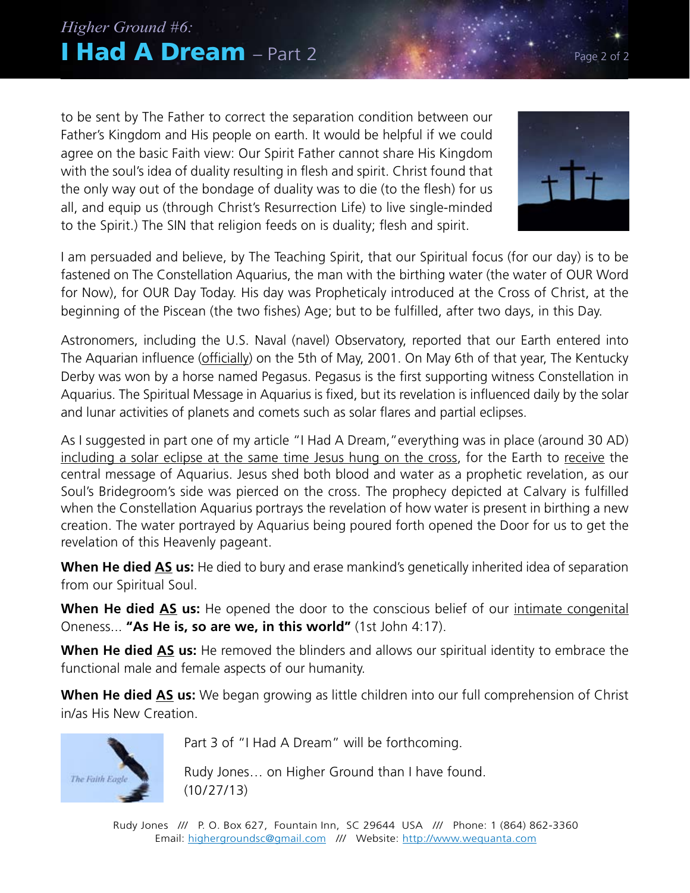to be sent by The Father to correct the separation condition between our Father's Kingdom and His people on earth. It would be helpful if we could agree on the basic Faith view: Our Spirit Father cannot share His Kingdom with the soul's idea of duality resulting in flesh and spirit. Christ found that the only way out of the bondage of duality was to die (to the flesh) for us all, and equip us (through Christ's Resurrection Life) to live single-minded to the Spirit.) The SIN that religion feeds on is duality; flesh and spirit.

I am persuaded and believe, by The Teaching Spirit, that our Spiritual focus (for our day) is to be fastened on The Constellation Aquarius, the man with the birthing water (the water of OUR Word for Now), for OUR Day Today. His day was Propheticaly introduced at the Cross of Christ, at the beginning of the Piscean (the two fishes) Age; but to be fulfilled, after two days, in this Day.

Astronomers, including the U.S. Naval (navel) Observatory, reported that our Earth entered into The Aquarian influence (officially) on the 5th of May, 2001. On May 6th of that year, The Kentucky Derby was won by a horse named Pegasus. Pegasus is the first supporting witness Constellation in Aquarius. The Spiritual Message in Aquarius is fixed, but its revelation is influenced daily by the solar and lunar activities of planets and comets such as solar flares and partial eclipses.

As I suggested in part one of my article "I Had A Dream," everything was in place (around 30 AD) including a solar eclipse at the same time Jesus hung on the cross, for the Earth to receive the central message of Aquarius. Jesus shed both blood and water as a prophetic revelation, as our Soul's Bridegroom's side was pierced on the cross. The prophecy depicted at Calvary is fulfilled when the Constellation Aquarius portrays the revelation of how water is present in birthing a new creation. The water portrayed by Aquarius being poured forth opened the Door for us to get the revelation of this Heavenly pageant.

**When He died AS us:** He died to bury and erase mankind's genetically inherited idea of separation from our Spiritual Soul.

**When He died AS us:** He opened the door to the conscious belief of our intimate congenital Oneness... **"As He is, so are we, in this world"** (1st John 4:17).

**When He died AS us:** He removed the blinders and allows our spiritual identity to embrace the functional male and female aspects of our humanity.

**When He died AS us:** We began growing as little children into our full comprehension of Christ in/as His New Creation.

Part 3 of "I Had A Dream" will be forthcoming.

Rudy Jones… on Higher Ground than I have found.
(10/27/13)

Rudy Jones /// P. O. Box 627, Fountain Inn, SC 29644 USA /// Phone: 1 (864) 862-3360
Email: highergroundsc@gmail.com /// Website: http://www.wequanta.com